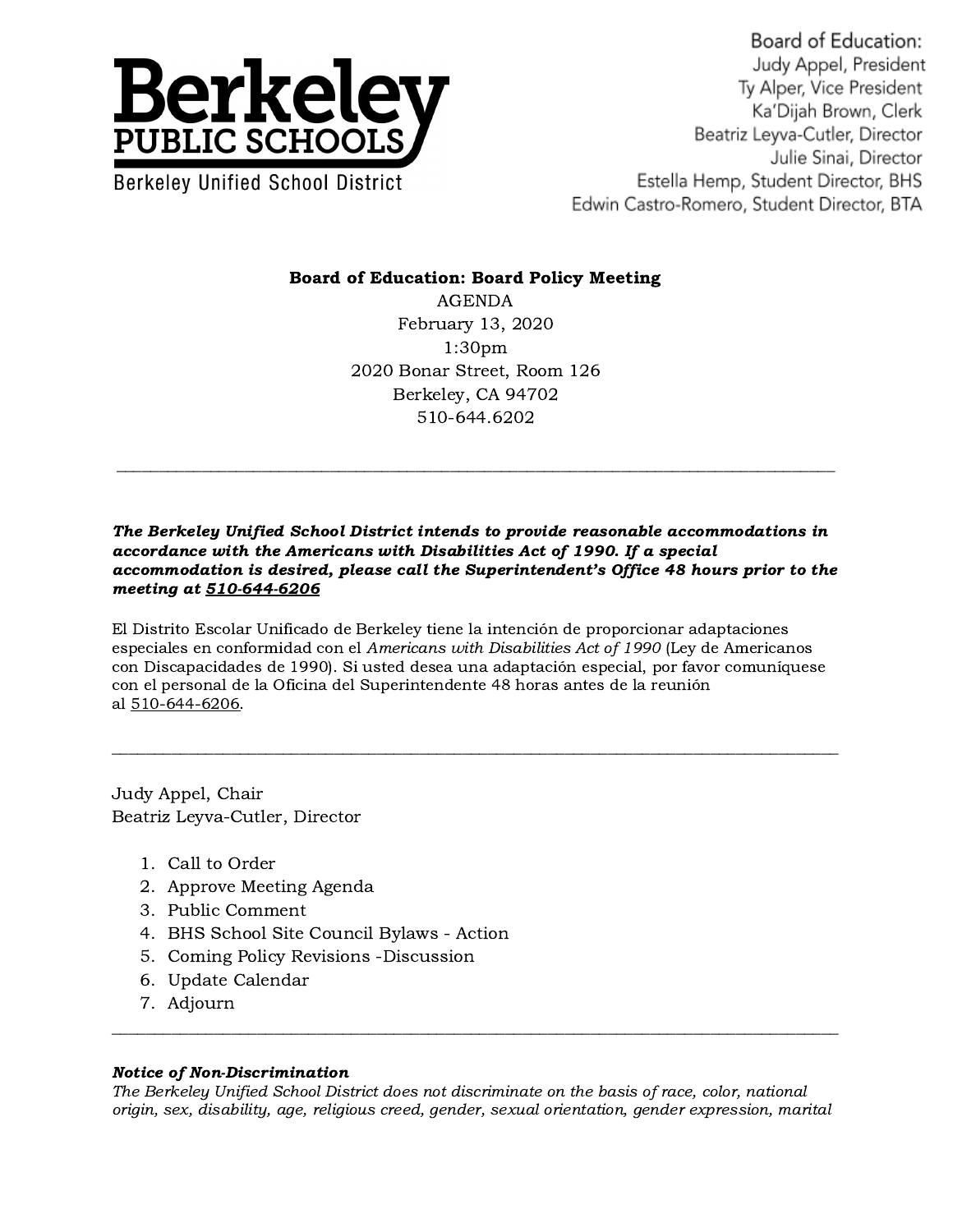# Berkeley PUBLIC SCHOOLS

Berkeley Unified School District

Board of Education:
Judy Appel, President
Ty Alper, Vice President
Ka'Dijah Brown, Clerk
Beatriz Leyva-Cutler, Director
Julie Sinai, Director
Estella Hemp, Student Director, BHS
Edwin Castro-Romero, Student Director, BTA

**Board of Education: Board Policy Meeting**

AGENDA
February 13, 2020
1:30pm
2020 Bonar Street, Room 126
Berkeley, CA 94702
510-644.6202

---

***The Berkeley Unified School District intends to provide reasonable accommodations in accordance with the Americans with Disabilities Act of 1990. If a special accommodation is desired, please call the Superintendent's Office 48 hours prior to the meeting at 510-644-6206***

El Distrito Escolar Unificado de Berkeley tiene la intención de proporcionar adaptaciones especiales en conformidad con el *Americans with Disabilities Act of 1990* (Ley de Americanos con Discapacidades de 1990). Si usted desea una adaptación especial, por favor comuníquese con el personal de la Oficina del Superintendente 48 horas antes de la reunión al 510-644-6206.

---

Judy Appel, Chair
Beatriz Leyva-Cutler, Director

1. Call to Order
2. Approve Meeting Agenda
3. Public Comment
4. BHS School Site Council Bylaws - Action
5. Coming Policy Revisions -Discussion
6. Update Calendar
7. Adjourn

---

***Notice of Non-Discrimination***

*The Berkeley Unified School District does not discriminate on the basis of race, color, national origin, sex, disability, age, religious creed, gender, sexual orientation, gender expression, marital*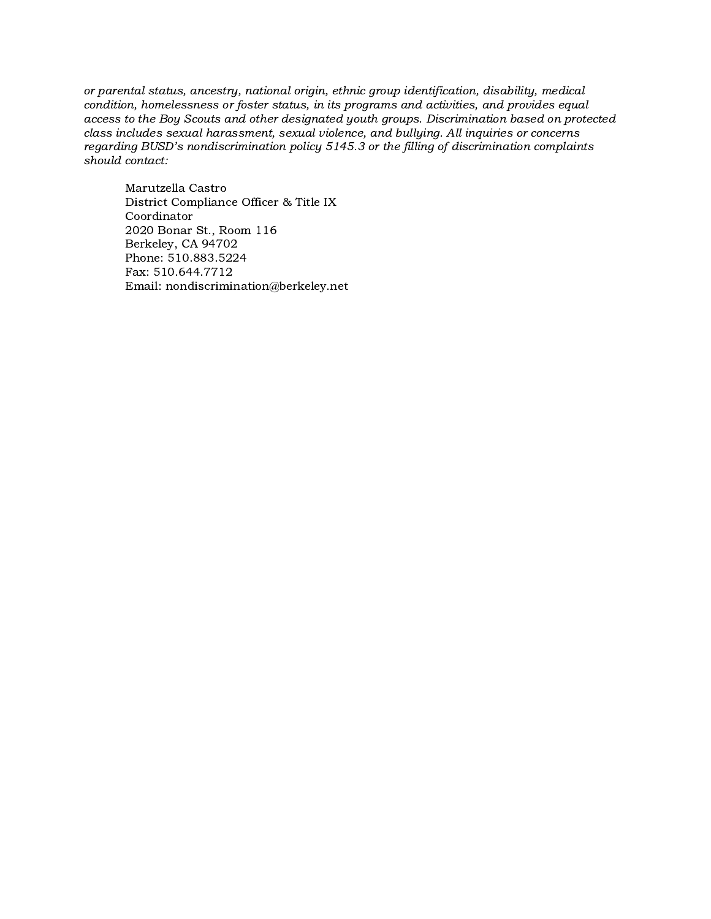*or parental status, ancestry, national origin, ethnic group identification, disability, medical condition, homelessness or foster status, in its programs and activities, and provides equal access to the Boy Scouts and other designated youth groups. Discrimination based on protected class includes sexual harassment, sexual violence, and bullying. All inquiries or concerns regarding BUSD's nondiscrimination policy 5145.3 or the filling of discrimination complaints should contact:*

> Marutzella Castro
> District Compliance Officer & Title IX Coordinator
> 2020 Bonar St., Room 116
> Berkeley, CA 94702
> Phone: 510.883.5224
> Fax: 510.644.7712
> Email: nondiscrimination@berkeley.net